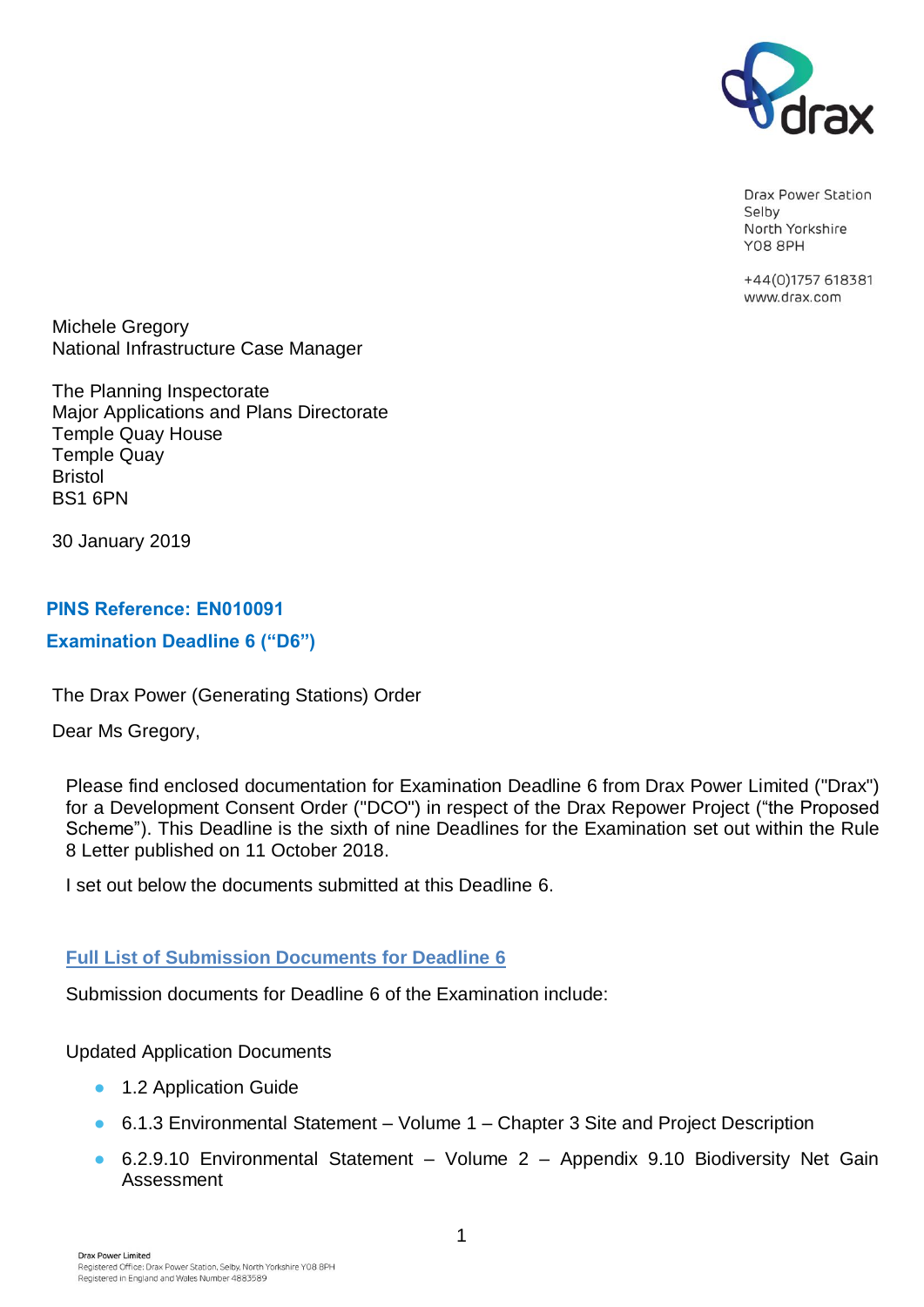Drax Power Station
Selby
North Yorkshire
YO8 8PH

+44(0)1757 618381
www.drax.com

Michele Gregory
National Infrastructure Case Manager

The Planning Inspectorate
Major Applications and Plans Directorate
Temple Quay House
Temple Quay
Bristol
BS1 6PN

30 January 2019

**PINS Reference: EN010091**

**Examination Deadline 6 ("D6")**

The Drax Power (Generating Stations) Order

Dear Ms Gregory,

Please find enclosed documentation for Examination Deadline 6 from Drax Power Limited ("Drax") for a Development Consent Order ("DCO") in respect of the Drax Repower Project ("the Proposed Scheme"). This Deadline is the sixth of nine Deadlines for the Examination set out within the Rule 8 Letter published on 11 October 2018.

I set out below the documents submitted at this Deadline 6.

## Full List of Submission Documents for Deadline 6

Submission documents for Deadline 6 of the Examination include:

Updated Application Documents

- 1.2 Application Guide
- 6.1.3 Environmental Statement – Volume 1 – Chapter 3 Site and Project Description
- 6.2.9.10 Environmental Statement – Volume 2 – Appendix 9.10 Biodiversity Net Gain Assessment

Drax Power Limited
Registered Office: Drax Power Station, Selby, North Yorkshire YO8 8PH
Registered in England and Wales Number 4883589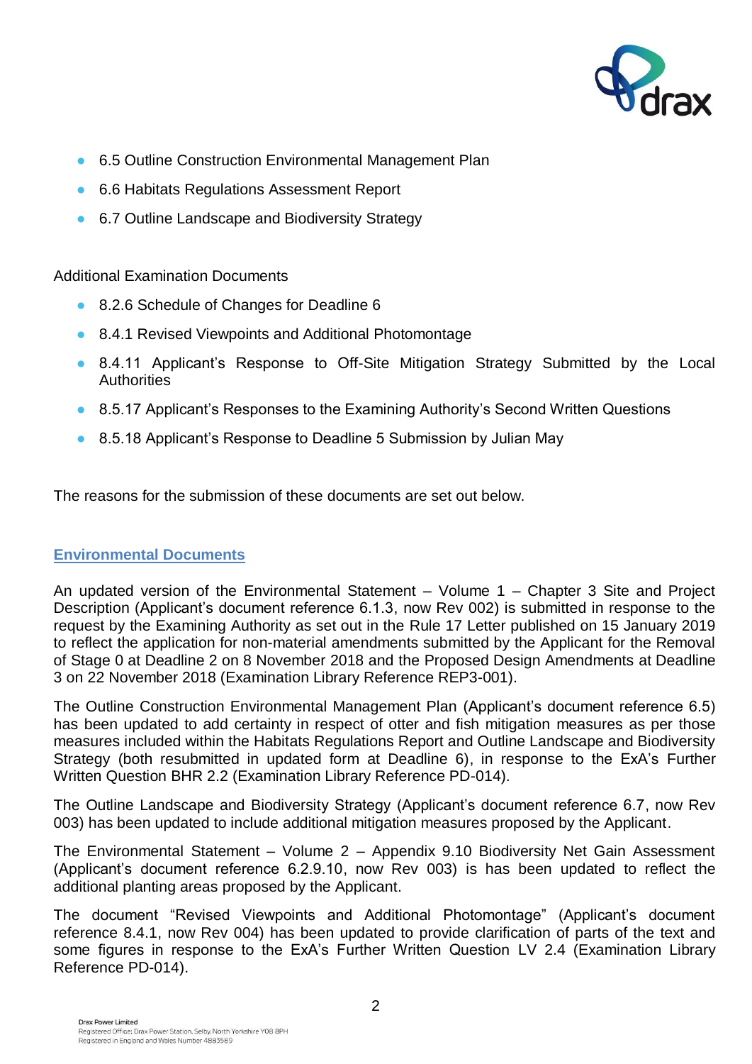- 6.5 Outline Construction Environmental Management Plan
- 6.6 Habitats Regulations Assessment Report
- 6.7 Outline Landscape and Biodiversity Strategy

Additional Examination Documents

- 8.2.6 Schedule of Changes for Deadline 6
- 8.4.1 Revised Viewpoints and Additional Photomontage
- 8.4.11 Applicant's Response to Off-Site Mitigation Strategy Submitted by the Local Authorities
- 8.5.17 Applicant's Responses to the Examining Authority's Second Written Questions
- 8.5.18 Applicant's Response to Deadline 5 Submission by Julian May

The reasons for the submission of these documents are set out below.

## Environmental Documents

An updated version of the Environmental Statement – Volume 1 – Chapter 3 Site and Project Description (Applicant's document reference 6.1.3, now Rev 002) is submitted in response to the request by the Examining Authority as set out in the Rule 17 Letter published on 15 January 2019 to reflect the application for non-material amendments submitted by the Applicant for the Removal of Stage 0 at Deadline 2 on 8 November 2018 and the Proposed Design Amendments at Deadline 3 on 22 November 2018 (Examination Library Reference REP3-001).

The Outline Construction Environmental Management Plan (Applicant's document reference 6.5) has been updated to add certainty in respect of otter and fish mitigation measures as per those measures included within the Habitats Regulations Report and Outline Landscape and Biodiversity Strategy (both resubmitted in updated form at Deadline 6), in response to the ExA's Further Written Question BHR 2.2 (Examination Library Reference PD-014).

The Outline Landscape and Biodiversity Strategy (Applicant's document reference 6.7, now Rev 003) has been updated to include additional mitigation measures proposed by the Applicant.

The Environmental Statement – Volume 2 – Appendix 9.10 Biodiversity Net Gain Assessment (Applicant's document reference 6.2.9.10, now Rev 003) is has been updated to reflect the additional planting areas proposed by the Applicant.

The document "Revised Viewpoints and Additional Photomontage" (Applicant's document reference 8.4.1, now Rev 004) has been updated to provide clarification of parts of the text and some figures in response to the ExA's Further Written Question LV 2.4 (Examination Library Reference PD-014).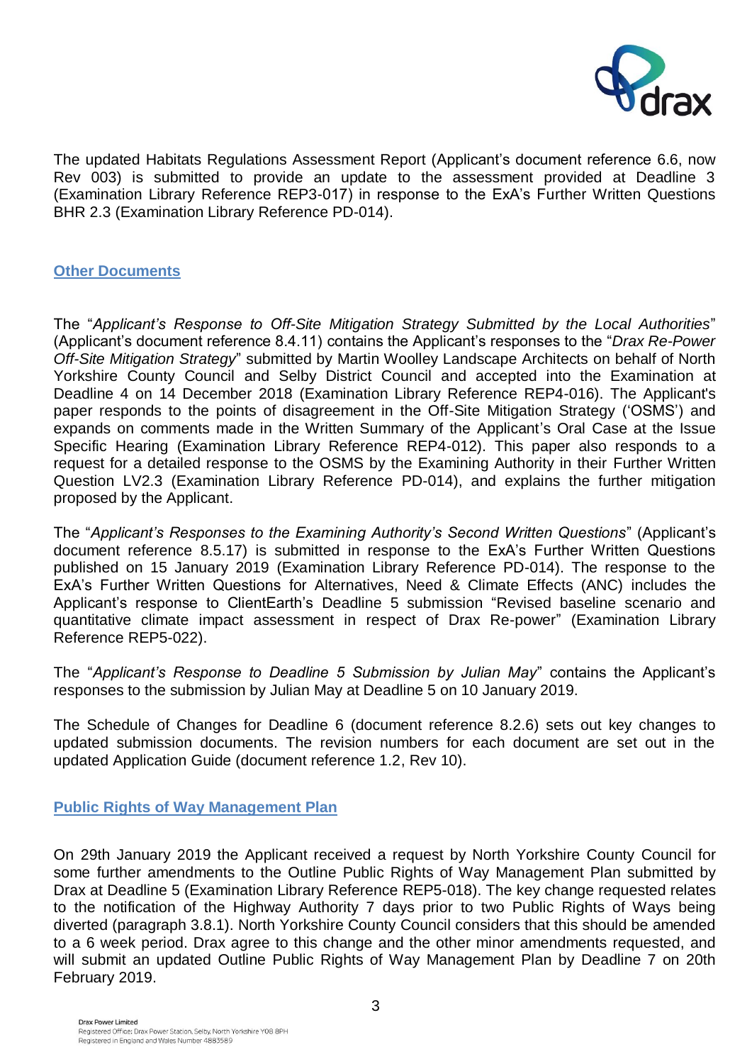The updated Habitats Regulations Assessment Report (Applicant's document reference 6.6, now Rev 003) is submitted to provide an update to the assessment provided at Deadline 3 (Examination Library Reference REP3-017) in response to the ExA's Further Written Questions BHR 2.3 (Examination Library Reference PD-014).

## Other Documents

The "*Applicant's Response to Off-Site Mitigation Strategy Submitted by the Local Authorities*" (Applicant's document reference 8.4.11) contains the Applicant's responses to the "*Drax Re-Power Off-Site Mitigation Strategy*" submitted by Martin Woolley Landscape Architects on behalf of North Yorkshire County Council and Selby District Council and accepted into the Examination at Deadline 4 on 14 December 2018 (Examination Library Reference REP4-016). The Applicant's paper responds to the points of disagreement in the Off-Site Mitigation Strategy ('OSMS') and expands on comments made in the Written Summary of the Applicant's Oral Case at the Issue Specific Hearing (Examination Library Reference REP4-012). This paper also responds to a request for a detailed response to the OSMS by the Examining Authority in their Further Written Question LV2.3 (Examination Library Reference PD-014), and explains the further mitigation proposed by the Applicant.

The "*Applicant's Responses to the Examining Authority's Second Written Questions*" (Applicant's document reference 8.5.17) is submitted in response to the ExA's Further Written Questions published on 15 January 2019 (Examination Library Reference PD-014). The response to the ExA's Further Written Questions for Alternatives, Need & Climate Effects (ANC) includes the Applicant's response to ClientEarth's Deadline 5 submission "Revised baseline scenario and quantitative climate impact assessment in respect of Drax Re-power" (Examination Library Reference REP5-022).

The "*Applicant's Response to Deadline 5 Submission by Julian May*" contains the Applicant's responses to the submission by Julian May at Deadline 5 on 10 January 2019.

The Schedule of Changes for Deadline 6 (document reference 8.2.6) sets out key changes to updated submission documents. The revision numbers for each document are set out in the updated Application Guide (document reference 1.2, Rev 10).

## Public Rights of Way Management Plan

On 29th January 2019 the Applicant received a request by North Yorkshire County Council for some further amendments to the Outline Public Rights of Way Management Plan submitted by Drax at Deadline 5 (Examination Library Reference REP5-018). The key change requested relates to the notification of the Highway Authority 7 days prior to two Public Rights of Ways being diverted (paragraph 3.8.1). North Yorkshire County Council considers that this should be amended to a 6 week period. Drax agree to this change and the other minor amendments requested, and will submit an updated Outline Public Rights of Way Management Plan by Deadline 7 on 20th February 2019.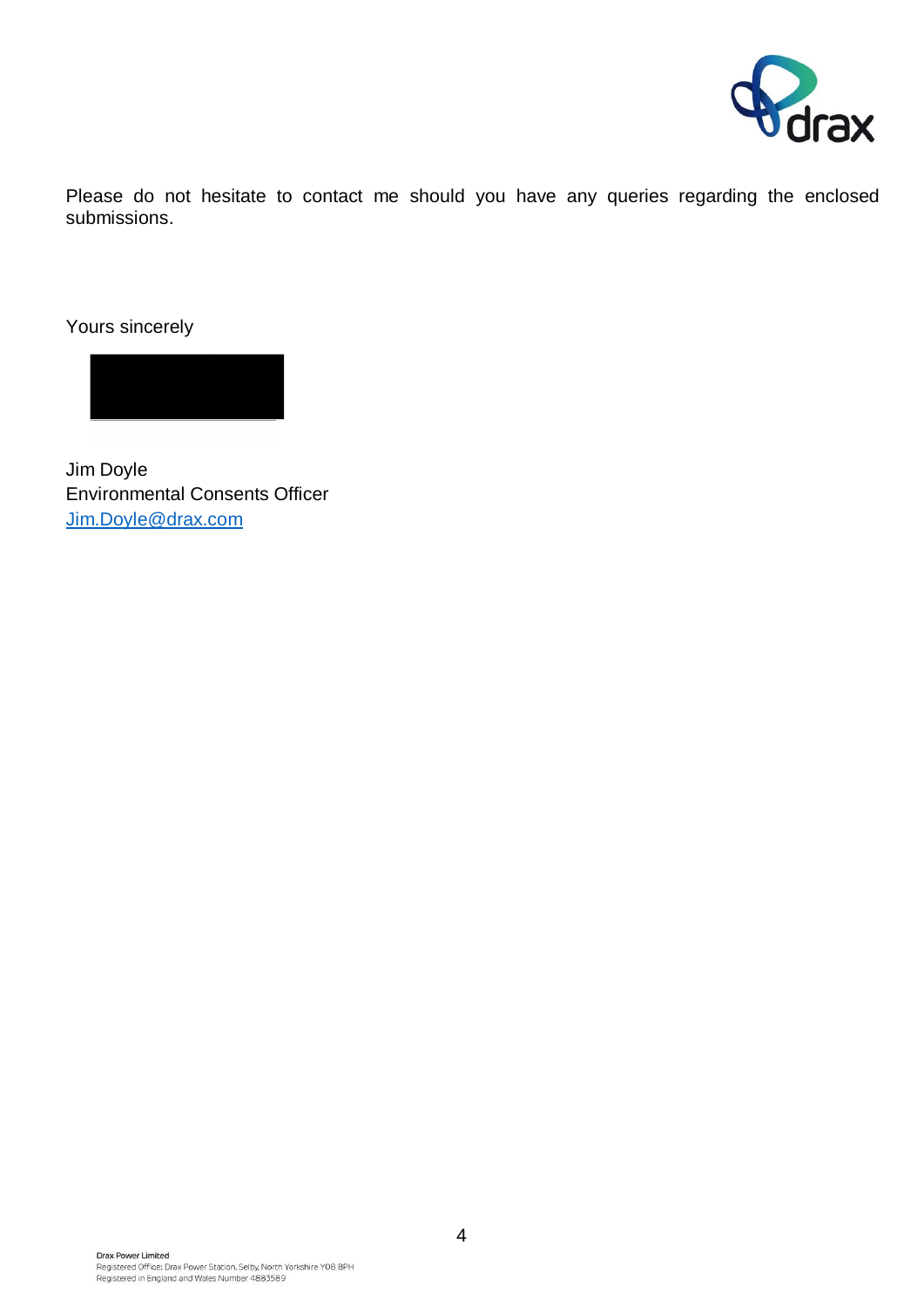Please do not hesitate to contact me should you have any queries regarding the enclosed submissions.

Yours sincerely

Jim Doyle
Environmental Consents Officer
Jim.Doyle@drax.com

Drax Power Limited
Registered Office: Drax Power Station, Selby, North Yorkshire YO8 8PH
Registered in England and Wales Number 4883589